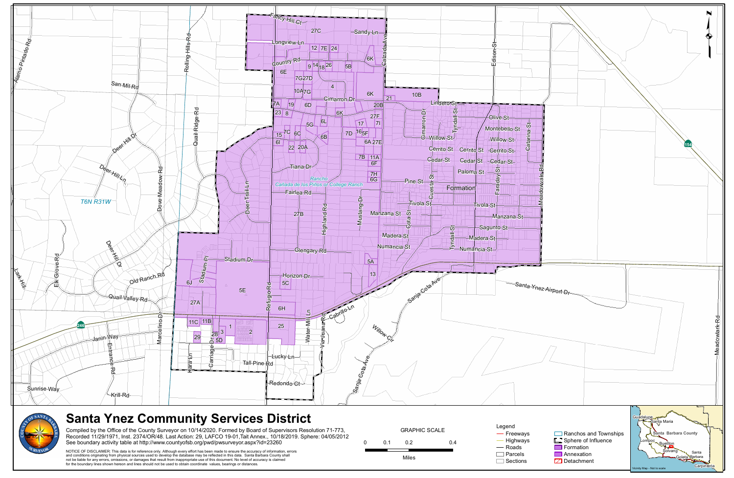# Santa Ynez Community Services District

Compiled by the Office of the County Surveyor on 10/14/2020. Formed by Board of Supervisors Resolution 71-773, Recorded 11/29/1971, Inst. 2374/OR/48. Last Action: 29, LAFCO 19-01,Tait Annex., 10/18/2019. Sphere: 04/05/2012
See boundary activity table at http://www.countyofsb.org/pwd/pwsurveyor.asp?id=23260

NOTICE OF DISCLAIMER: This data is for reference only. Although every effort has been made to ensure the accuracy of information, errors and conditions originating from physical sources used to develop the database may be reflected in this data. Santa Barbara County shall not be liable for any errors, omissions, or damages that result from inappropriate use of this document. No level of accuracy is claimed for the boundary lines shown hereon and lines should not be used to obtain coordinate values, bearings or distances.

GRAPHIC SCALE

0 0.1 0.2 0.4

Miles

Legend

- Freeways
- Highways
- Roads
- Parcels
- Sections
- Ranchos and Townships
- Sphere of Influence
- Formation
- Annexation
- Detachment

Vicinity Map - Not to scale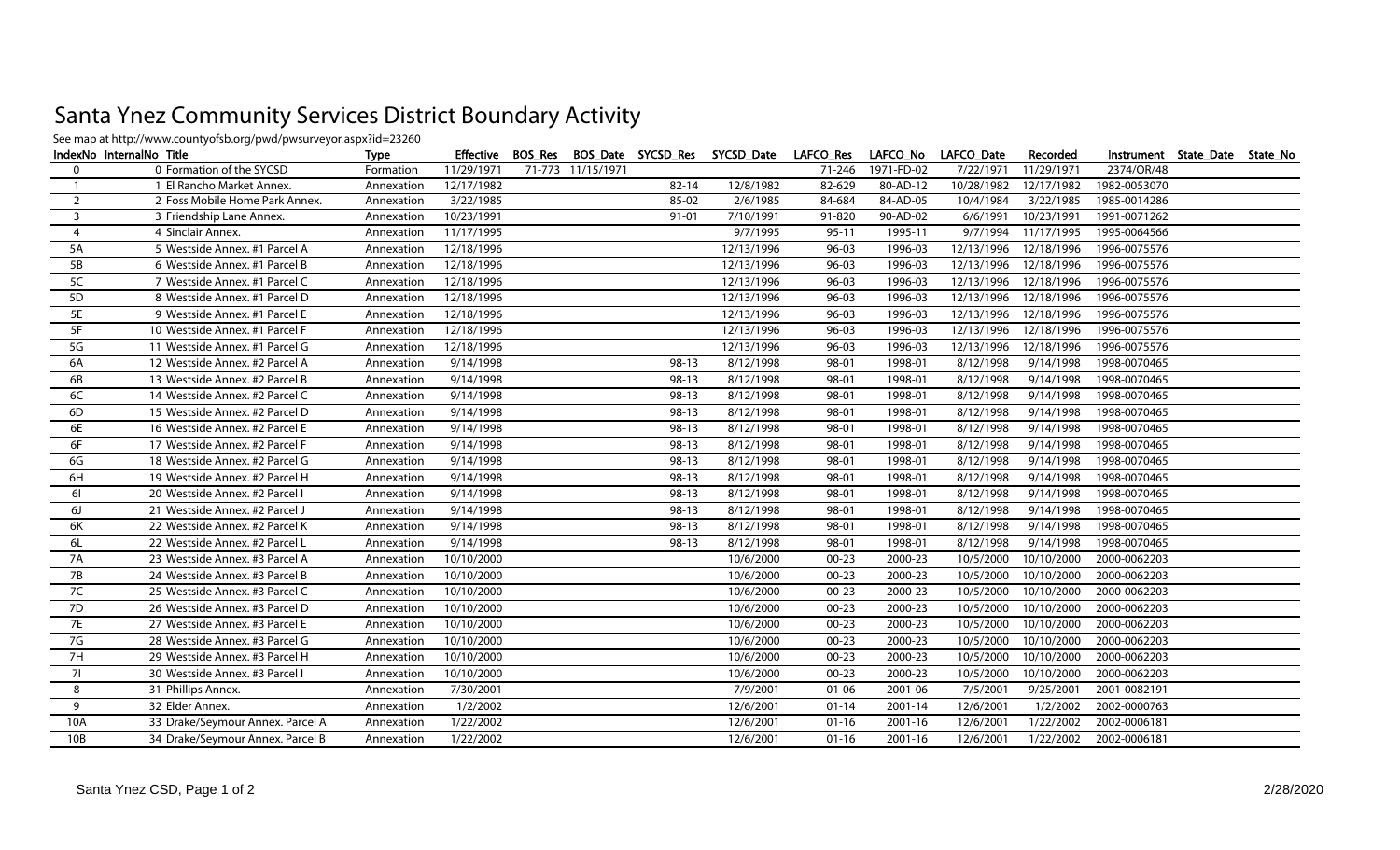# Santa Ynez Community Services District Boundary Activity

See map at http://www.countyofsb.org/pwd/pwsurveyor.aspx?id=23260

| IndexNo | InternalNo | Title | Type | Effective | BOS_Res | BOS_Date | SYCSD_Res | SYCSD_Date | LAFCO_Res | LAFCO_No | LAFCO_Date | Recorded | Instrument | State_Date | State_No |
|---|---|---|---|---|---|---|---|---|---|---|---|---|---|---|---|
| 0 | 0 | Formation of the SYCSD | Formation | 11/29/1971 | 71-773 | 11/15/1971 | | | 71-246 | 1971-FD-02 | 7/22/1971 | 11/29/1971 | 2374/OR/48 | | |
| 1 | 1 | El Rancho Market Annex. | Annexation | 12/17/1982 | | | 82-14 | 12/8/1982 | 82-629 | 80-AD-12 | 10/28/1982 | 12/17/1982 | 1982-0053070 | | |
| 2 | 2 | Foss Mobile Home Park Annex. | Annexation | 3/22/1985 | | | 85-02 | 2/6/1985 | 84-684 | 84-AD-05 | 10/4/1984 | 3/22/1985 | 1985-0014286 | | |
| 3 | 3 | Friendship Lane Annex. | Annexation | 10/23/1991 | | | 91-01 | 7/10/1991 | 91-820 | 90-AD-02 | 6/6/1991 | 10/23/1991 | 1991-0071262 | | |
| 4 | 4 | Sinclair Annex. | Annexation | 11/17/1995 | | | | 9/7/1995 | 95-11 | 1995-11 | 9/7/1994 | 11/17/1995 | 1995-0064566 | | |
| 5A | 5 | Westside Annex. #1 Parcel A | Annexation | 12/18/1996 | | | | 12/13/1996 | 96-03 | 1996-03 | 12/13/1996 | 12/18/1996 | 1996-0075576 | | |
| 5B | 6 | Westside Annex. #1 Parcel B | Annexation | 12/18/1996 | | | | 12/13/1996 | 96-03 | 1996-03 | 12/13/1996 | 12/18/1996 | 1996-0075576 | | |
| 5C | 7 | Westside Annex. #1 Parcel C | Annexation | 12/18/1996 | | | | 12/13/1996 | 96-03 | 1996-03 | 12/13/1996 | 12/18/1996 | 1996-0075576 | | |
| 5D | 8 | Westside Annex. #1 Parcel D | Annexation | 12/18/1996 | | | | 12/13/1996 | 96-03 | 1996-03 | 12/13/1996 | 12/18/1996 | 1996-0075576 | | |
| 5E | 9 | Westside Annex. #1 Parcel E | Annexation | 12/18/1996 | | | | 12/13/1996 | 96-03 | 1996-03 | 12/13/1996 | 12/18/1996 | 1996-0075576 | | |
| 5F | 10 | Westside Annex. #1 Parcel F | Annexation | 12/18/1996 | | | | 12/13/1996 | 96-03 | 1996-03 | 12/13/1996 | 12/18/1996 | 1996-0075576 | | |
| 5G | 11 | Westside Annex. #1 Parcel G | Annexation | 12/18/1996 | | | | 12/13/1996 | 96-03 | 1996-03 | 12/13/1996 | 12/18/1996 | 1996-0075576 | | |
| 6A | 12 | Westside Annex. #2 Parcel A | Annexation | 9/14/1998 | | | 98-13 | 8/12/1998 | 98-01 | 1998-01 | 8/12/1998 | 9/14/1998 | 1998-0070465 | | |
| 6B | 13 | Westside Annex. #2 Parcel B | Annexation | 9/14/1998 | | | 98-13 | 8/12/1998 | 98-01 | 1998-01 | 8/12/1998 | 9/14/1998 | 1998-0070465 | | |
| 6C | 14 | Westside Annex. #2 Parcel C | Annexation | 9/14/1998 | | | 98-13 | 8/12/1998 | 98-01 | 1998-01 | 8/12/1998 | 9/14/1998 | 1998-0070465 | | |
| 6D | 15 | Westside Annex. #2 Parcel D | Annexation | 9/14/1998 | | | 98-13 | 8/12/1998 | 98-01 | 1998-01 | 8/12/1998 | 9/14/1998 | 1998-0070465 | | |
| 6E | 16 | Westside Annex. #2 Parcel E | Annexation | 9/14/1998 | | | 98-13 | 8/12/1998 | 98-01 | 1998-01 | 8/12/1998 | 9/14/1998 | 1998-0070465 | | |
| 6F | 17 | Westside Annex. #2 Parcel F | Annexation | 9/14/1998 | | | 98-13 | 8/12/1998 | 98-01 | 1998-01 | 8/12/1998 | 9/14/1998 | 1998-0070465 | | |
| 6G | 18 | Westside Annex. #2 Parcel G | Annexation | 9/14/1998 | | | 98-13 | 8/12/1998 | 98-01 | 1998-01 | 8/12/1998 | 9/14/1998 | 1998-0070465 | | |
| 6H | 19 | Westside Annex. #2 Parcel H | Annexation | 9/14/1998 | | | 98-13 | 8/12/1998 | 98-01 | 1998-01 | 8/12/1998 | 9/14/1998 | 1998-0070465 | | |
| 6I | 20 | Westside Annex. #2 Parcel I | Annexation | 9/14/1998 | | | 98-13 | 8/12/1998 | 98-01 | 1998-01 | 8/12/1998 | 9/14/1998 | 1998-0070465 | | |
| 6J | 21 | Westside Annex. #2 Parcel J | Annexation | 9/14/1998 | | | 98-13 | 8/12/1998 | 98-01 | 1998-01 | 8/12/1998 | 9/14/1998 | 1998-0070465 | | |
| 6K | 22 | Westside Annex. #2 Parcel K | Annexation | 9/14/1998 | | | 98-13 | 8/12/1998 | 98-01 | 1998-01 | 8/12/1998 | 9/14/1998 | 1998-0070465 | | |
| 6L | 22 | Westside Annex. #2 Parcel L | Annexation | 9/14/1998 | | | 98-13 | 8/12/1998 | 98-01 | 1998-01 | 8/12/1998 | 9/14/1998 | 1998-0070465 | | |
| 7A | 23 | Westside Annex. #3 Parcel A | Annexation | 10/10/2000 | | | | 10/6/2000 | 00-23 | 2000-23 | 10/5/2000 | 10/10/2000 | 2000-0062203 | | |
| 7B | 24 | Westside Annex. #3 Parcel B | Annexation | 10/10/2000 | | | | 10/6/2000 | 00-23 | 2000-23 | 10/5/2000 | 10/10/2000 | 2000-0062203 | | |
| 7C | 25 | Westside Annex. #3 Parcel C | Annexation | 10/10/2000 | | | | 10/6/2000 | 00-23 | 2000-23 | 10/5/2000 | 10/10/2000 | 2000-0062203 | | |
| 7D | 26 | Westside Annex. #3 Parcel D | Annexation | 10/10/2000 | | | | 10/6/2000 | 00-23 | 2000-23 | 10/5/2000 | 10/10/2000 | 2000-0062203 | | |
| 7E | 27 | Westside Annex. #3 Parcel E | Annexation | 10/10/2000 | | | | 10/6/2000 | 00-23 | 2000-23 | 10/5/2000 | 10/10/2000 | 2000-0062203 | | |
| 7G | 28 | Westside Annex. #3 Parcel G | Annexation | 10/10/2000 | | | | 10/6/2000 | 00-23 | 2000-23 | 10/5/2000 | 10/10/2000 | 2000-0062203 | | |
| 7H | 29 | Westside Annex. #3 Parcel H | Annexation | 10/10/2000 | | | | 10/6/2000 | 00-23 | 2000-23 | 10/5/2000 | 10/10/2000 | 2000-0062203 | | |
| 7I | 30 | Westside Annex. #3 Parcel I | Annexation | 10/10/2000 | | | | 10/6/2000 | 00-23 | 2000-23 | 10/5/2000 | 10/10/2000 | 2000-0062203 | | |
| 8 | 31 | Phillips Annex. | Annexation | 7/30/2001 | | | | 7/9/2001 | 01-06 | 2001-06 | 7/5/2001 | 9/25/2001 | 2001-0082191 | | |
| 9 | 32 | Elder Annex. | Annexation | 1/2/2002 | | | | 12/6/2001 | 01-14 | 2001-14 | 12/6/2001 | 1/2/2002 | 2002-0000763 | | |
| 10A | 33 | Drake/Seymour Annex. Parcel A | Annexation | 1/22/2002 | | | | 12/6/2001 | 01-16 | 2001-16 | 12/6/2001 | 1/22/2002 | 2002-0006181 | | |
| 10B | 34 | Drake/Seymour Annex. Parcel B | Annexation | 1/22/2002 | | | | 12/6/2001 | 01-16 | 2001-16 | 12/6/2001 | 1/22/2002 | 2002-0006181 | | |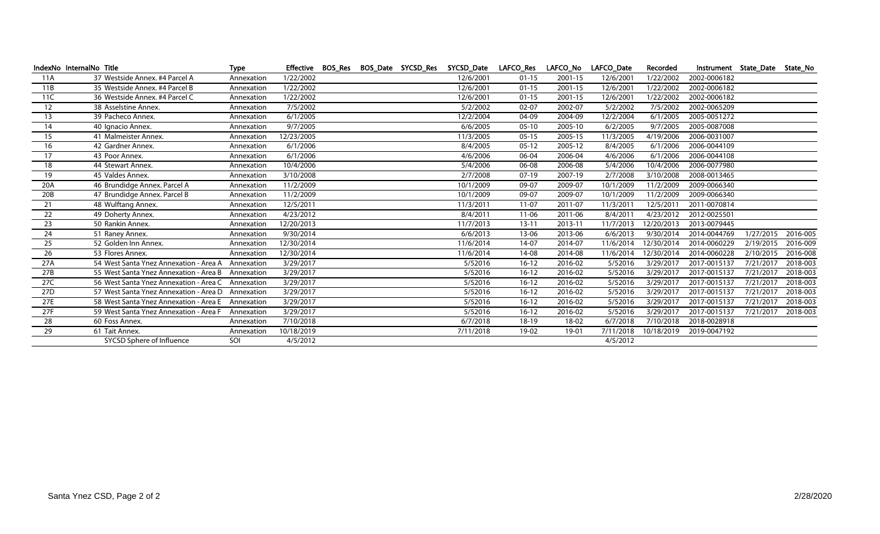| IndexNo | InternalNo | Title | Type | Effective | BOS_Res | BOS_Date | SYCSD_Res | SYCSD_Date | LAFCO_Res | LAFCO_No | LAFCO_Date | Recorded | Instrument | State_Date | State_No |
|---|---|---|---|---|---|---|---|---|---|---|---|---|---|---|---|
| 11A | 37 | Westside Annex. #4 Parcel A | Annexation | 1/22/2002 | | | | 12/6/2001 | 01-15 | 2001-15 | 12/6/2001 | 1/22/2002 | 2002-0006182 | | |
| 11B | 35 | Westside Annex. #4 Parcel B | Annexation | 1/22/2002 | | | | 12/6/2001 | 01-15 | 2001-15 | 12/6/2001 | 1/22/2002 | 2002-0006182 | | |
| 11C | 36 | Westside Annex. #4 Parcel C | Annexation | 1/22/2002 | | | | 12/6/2001 | 01-15 | 2001-15 | 12/6/2001 | 1/22/2002 | 2002-0006182 | | |
| 12 | 38 | Asselstine Annex. | Annexation | 7/5/2002 | | | | 5/2/2002 | 02-07 | 2002-07 | 5/2/2002 | 7/5/2002 | 2002-0065209 | | |
| 13 | 39 | Pacheco Annex. | Annexation | 6/1/2005 | | | | 12/2/2004 | 04-09 | 2004-09 | 12/2/2004 | 6/1/2005 | 2005-0051272 | | |
| 14 | 40 | Ignacio Annex. | Annexation | 9/7/2005 | | | | 6/6/2005 | 05-10 | 2005-10 | 6/2/2005 | 9/7/2005 | 2005-0087008 | | |
| 15 | 41 | Malmeister Annex. | Annexation | 12/23/2005 | | | | 11/3/2005 | 05-15 | 2005-15 | 11/3/2005 | 4/19/2006 | 2006-0031007 | | |
| 16 | 42 | Gardner Annex. | Annexation | 6/1/2006 | | | | 8/4/2005 | 05-12 | 2005-12 | 8/4/2005 | 6/1/2006 | 2006-0044109 | | |
| 17 | 43 | Poor Annex. | Annexation | 6/1/2006 | | | | 4/6/2006 | 06-04 | 2006-04 | 4/6/2006 | 6/1/2006 | 2006-0044108 | | |
| 18 | 44 | Stewart Annex. | Annexation | 10/4/2006 | | | | 5/4/2006 | 06-08 | 2006-08 | 5/4/2006 | 10/4/2006 | 2006-0077980 | | |
| 19 | 45 | Valdes Annex. | Annexation | 3/10/2008 | | | | 2/7/2008 | 07-19 | 2007-19 | 2/7/2008 | 3/10/2008 | 2008-0013465 | | |
| 20A | 46 | Brundidge Annex. Parcel A | Annexation | 11/2/2009 | | | | 10/1/2009 | 09-07 | 2009-07 | 10/1/2009 | 11/2/2009 | 2009-0066340 | | |
| 20B | 47 | Brundidge Annex. Parcel B | Annexation | 11/2/2009 | | | | 10/1/2009 | 09-07 | 2009-07 | 10/1/2009 | 11/2/2009 | 2009-0066340 | | |
| 21 | 48 | Wulftang Annex. | Annexation | 12/5/2011 | | | | 11/3/2011 | 11-07 | 2011-07 | 11/3/2011 | 12/5/2011 | 2011-0070814 | | |
| 22 | 49 | Doherty Annex. | Annexation | 4/23/2012 | | | | 8/4/2011 | 11-06 | 2011-06 | 8/4/2011 | 4/23/2012 | 2012-0025501 | | |
| 23 | 50 | Rankin Annex. | Annexation | 12/20/2013 | | | | 11/7/2013 | 13-11 | 2013-11 | 11/7/2013 | 12/20/2013 | 2013-0079445 | | |
| 24 | 51 | Raney Annex. | Annexation | 9/30/2014 | | | | 6/6/2013 | 13-06 | 2013-06 | 6/6/2013 | 9/30/2014 | 2014-0044769 | 1/27/2015 | 2016-005 |
| 25 | 52 | Golden Inn Annex. | Annexation | 12/30/2014 | | | | 11/6/2014 | 14-07 | 2014-07 | 11/6/2014 | 12/30/2014 | 2014-0060229 | 2/19/2015 | 2016-009 |
| 26 | 53 | Flores Annex. | Annexation | 12/30/2014 | | | | 11/6/2014 | 14-08 | 2014-08 | 11/6/2014 | 12/30/2014 | 2014-0060228 | 2/10/2015 | 2016-008 |
| 27A | 54 | West Santa Ynez Annexation - Area A | Annexation | 3/29/2017 | | | | 5/52016 | 16-12 | 2016-02 | 5/52016 | 3/29/2017 | 2017-0015137 | 7/21/2017 | 2018-003 |
| 27B | 55 | West Santa Ynez Annexation - Area B | Annexation | 3/29/2017 | | | | 5/52016 | 16-12 | 2016-02 | 5/52016 | 3/29/2017 | 2017-0015137 | 7/21/2017 | 2018-003 |
| 27C | 56 | West Santa Ynez Annexation - Area C | Annexation | 3/29/2017 | | | | 5/52016 | 16-12 | 2016-02 | 5/52016 | 3/29/2017 | 2017-0015137 | 7/21/2017 | 2018-003 |
| 27D | 57 | West Santa Ynez Annexation - Area D | Annexation | 3/29/2017 | | | | 5/52016 | 16-12 | 2016-02 | 5/52016 | 3/29/2017 | 2017-0015137 | 7/21/2017 | 2018-003 |
| 27E | 58 | West Santa Ynez Annexation - Area E | Annexation | 3/29/2017 | | | | 5/52016 | 16-12 | 2016-02 | 5/52016 | 3/29/2017 | 2017-0015137 | 7/21/2017 | 2018-003 |
| 27F | 59 | West Santa Ynez Annexation - Area F | Annexation | 3/29/2017 | | | | 5/52016 | 16-12 | 2016-02 | 5/52016 | 3/29/2017 | 2017-0015137 | 7/21/2017 | 2018-003 |
| 28 | 60 | Foss Annex. | Annexation | 7/10/2018 | | | | 6/7/2018 | 18-19 | 18-02 | 6/7/2018 | 7/10/2018 | 2018-0028918 | | |
| 29 | 61 | Tait Annex. | Annexation | 10/18/2019 | | | | 7/11/2018 | 19-02 | 19-01 | 7/11/2018 | 10/18/2019 | 2019-0047192 | | |
| | | SYCSD Sphere of Influence | SOI | 4/5/2012 | | | | | | | 4/5/2012 | | | | |

Santa Ynez CSD, Page 2 of 2

2/28/2020